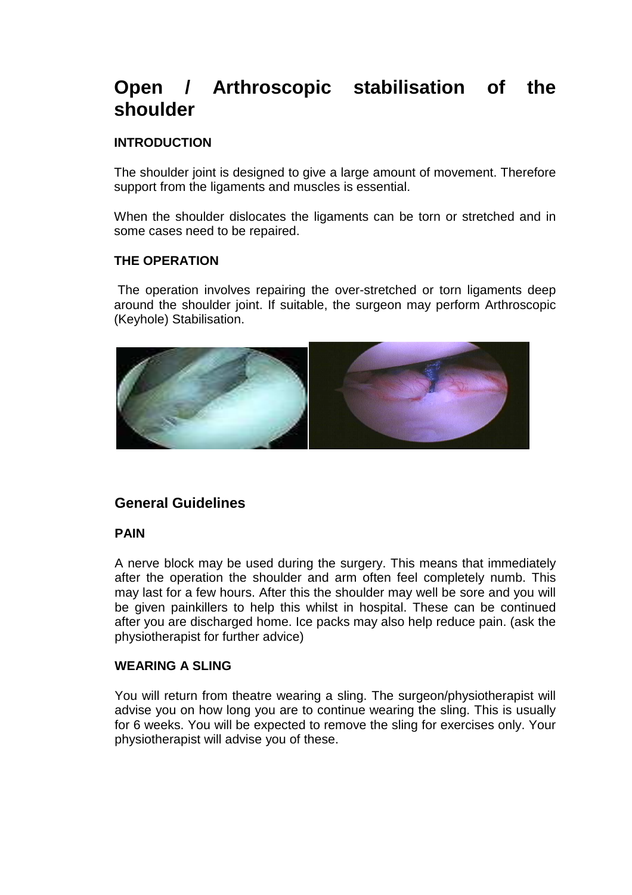# Open / Arthroscopic stabilisation of the shoulder

### INTRODUCTION

The shoulder joint is designed to give a large amount of movement. Therefore support from the ligaments and muscles is essential.

When the shoulder dislocates the ligaments can be torn or stretched and in some cases need to be repaired.

### THE OPERATION

The operation involves repairing the over-stretched or torn ligaments deep around the shoulder joint. If suitable, the surgeon may perform Arthroscopic (Keyhole) Stabilisation.

## General Guidelines

### PAIN

A nerve block may be used during the surgery. This means that immediately after the operation the shoulder and arm often feel completely numb. This may last for a few hours. After this the shoulder may well be sore and you will be given painkillers to help this whilst in hospital. These can be continued after you are discharged home. Ice packs may also help reduce pain. (ask the physiotherapist for further advice)

### WEARING A SLING

You will return from theatre wearing a sling. The surgeon/physiotherapist will advise you on how long you are to continue wearing the sling. This is usually for 6 weeks. You will be expected to remove the sling for exercises only. Your physiotherapist will advise you of these.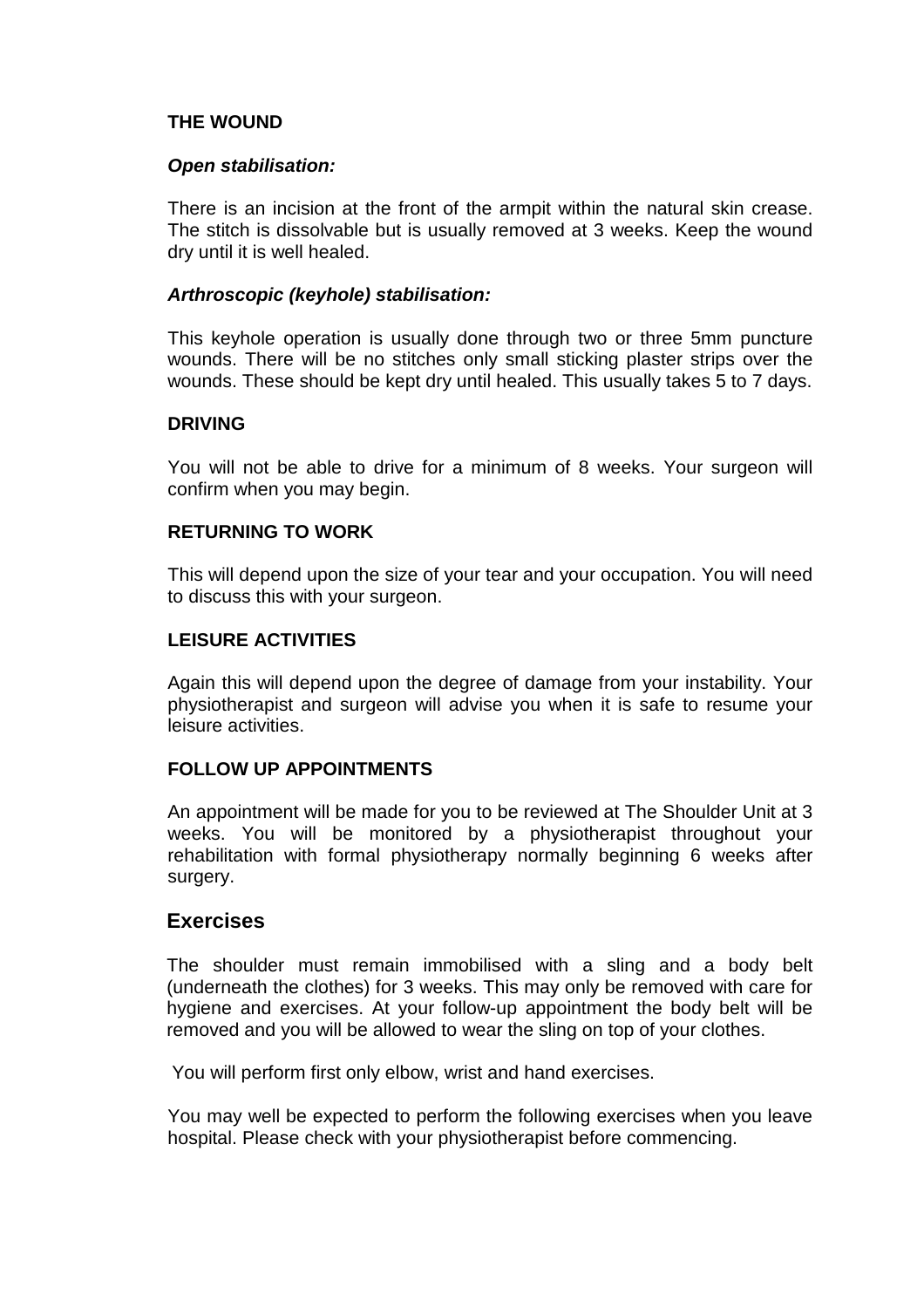## THE WOUND

### *Open stabilisation:*

There is an incision at the front of the armpit within the natural skin crease. The stitch is dissolvable but is usually removed at 3 weeks. Keep the wound dry until it is well healed.

### *Arthroscopic (keyhole) stabilisation:*

This keyhole operation is usually done through two or three 5mm puncture wounds. There will be no stitches only small sticking plaster strips over the wounds. These should be kept dry until healed. This usually takes 5 to 7 days.

## DRIVING

You will not be able to drive for a minimum of 8 weeks. Your surgeon will confirm when you may begin.

## RETURNING TO WORK

This will depend upon the size of your tear and your occupation. You will need to discuss this with your surgeon.

## LEISURE ACTIVITIES

Again this will depend upon the degree of damage from your instability. Your physiotherapist and surgeon will advise you when it is safe to resume your leisure activities.

## FOLLOW UP APPOINTMENTS

An appointment will be made for you to be reviewed at The Shoulder Unit at 3 weeks. You will be monitored by a physiotherapist throughout your rehabilitation with formal physiotherapy normally beginning 6 weeks after surgery.

# Exercises

The shoulder must remain immobilised with a sling and a body belt (underneath the clothes) for 3 weeks. This may only be removed with care for hygiene and exercises. At your follow-up appointment the body belt will be removed and you will be allowed to wear the sling on top of your clothes.

You will perform first only elbow, wrist and hand exercises.

You may well be expected to perform the following exercises when you leave hospital. Please check with your physiotherapist before commencing.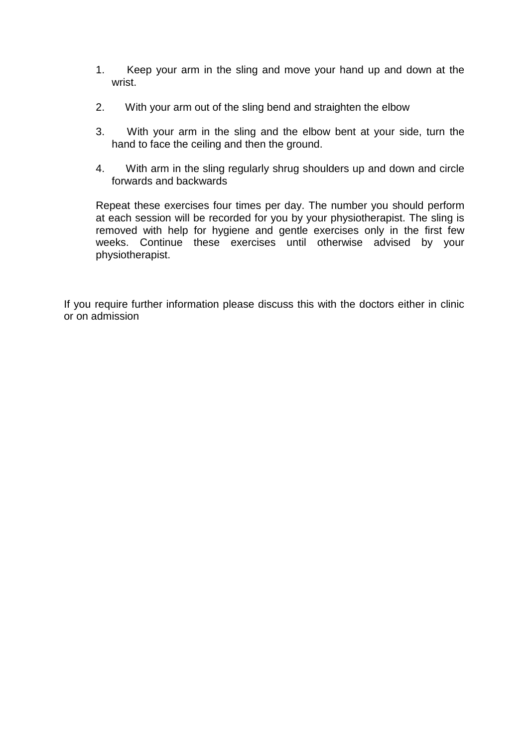1. Keep your arm in the sling and move your hand up and down at the wrist.

2. With your arm out of the sling bend and straighten the elbow

3. With your arm in the sling and the elbow bent at your side, turn the hand to face the ceiling and then the ground.

4. With arm in the sling regularly shrug shoulders up and down and circle forwards and backwards

Repeat these exercises four times per day. The number you should perform at each session will be recorded for you by your physiotherapist. The sling is removed with help for hygiene and gentle exercises only in the first few weeks. Continue these exercises until otherwise advised by your physiotherapist.

If you require further information please discuss this with the doctors either in clinic or on admission